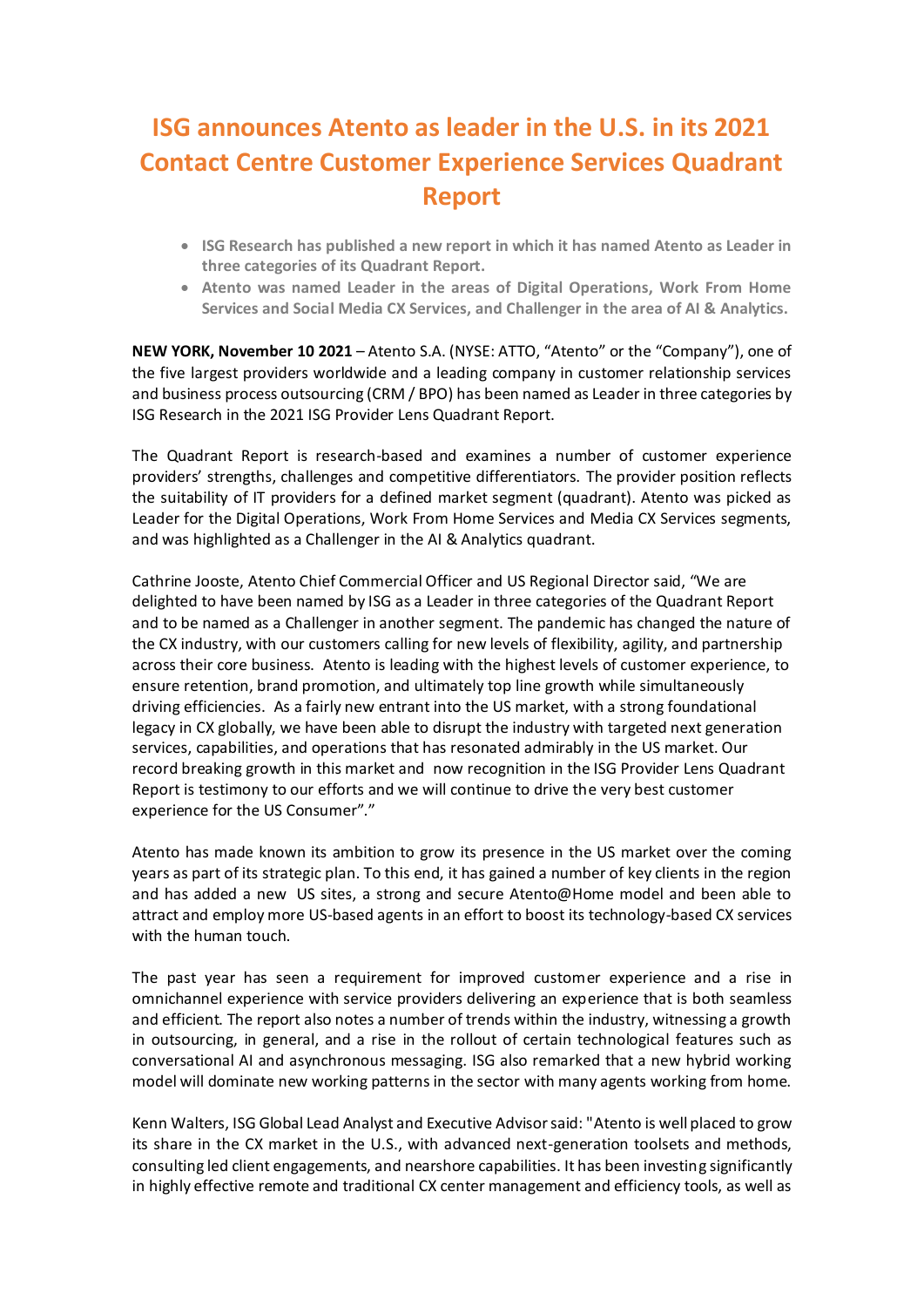# ISG announces Atento as leader in the U.S. in its 2021 Contact Centre Customer Experience Services Quadrant Report

- **ISG Research has published a new report in which it has named Atento as Leader in three categories of its Quadrant Report.**
- **Atento was named Leader in the areas of Digital Operations, Work From Home Services and Social Media CX Services, and Challenger in the area of AI & Analytics.**

**NEW YORK, November 10 2021** – Atento S.A. (NYSE: ATTO, "Atento" or the "Company"), one of the five largest providers worldwide and a leading company in customer relationship services and business process outsourcing (CRM / BPO) has been named as Leader in three categories by ISG Research in the 2021 ISG Provider Lens Quadrant Report.

The Quadrant Report is research-based and examines a number of customer experience providers' strengths, challenges and competitive differentiators. The provider position reflects the suitability of IT providers for a defined market segment (quadrant). Atento was picked as Leader for the Digital Operations, Work From Home Services and Media CX Services segments, and was highlighted as a Challenger in the AI & Analytics quadrant.

Cathrine Jooste, Atento Chief Commercial Officer and US Regional Director said, "We are delighted to have been named by ISG as a Leader in three categories of the Quadrant Report and to be named as a Challenger in another segment. The pandemic has changed the nature of the CX industry, with our customers calling for new levels of flexibility, agility, and partnership across their core business. Atento is leading with the highest levels of customer experience, to ensure retention, brand promotion, and ultimately top line growth while simultaneously driving efficiencies. As a fairly new entrant into the US market, with a strong foundational legacy in CX globally, we have been able to disrupt the industry with targeted next generation services, capabilities, and operations that has resonated admirably in the US market. Our record breaking growth in this market and now recognition in the ISG Provider Lens Quadrant Report is testimony to our efforts and we will continue to drive the very best customer experience for the US Consumer"."

Atento has made known its ambition to grow its presence in the US market over the coming years as part of its strategic plan. To this end, it has gained a number of key clients in the region and has added a new US sites, a strong and secure Atento@Home model and been able to attract and employ more US-based agents in an effort to boost its technology-based CX services with the human touch.

The past year has seen a requirement for improved customer experience and a rise in omnichannel experience with service providers delivering an experience that is both seamless and efficient. The report also notes a number of trends within the industry, witnessing a growth in outsourcing, in general, and a rise in the rollout of certain technological features such as conversational AI and asynchronous messaging. ISG also remarked that a new hybrid working model will dominate new working patterns in the sector with many agents working from home.

Kenn Walters, ISG Global Lead Analyst and Executive Advisor said: "Atento is well placed to grow its share in the CX market in the U.S., with advanced next-generation toolsets and methods, consulting led client engagements, and nearshore capabilities. It has been investing significantly in highly effective remote and traditional CX center management and efficiency tools, as well as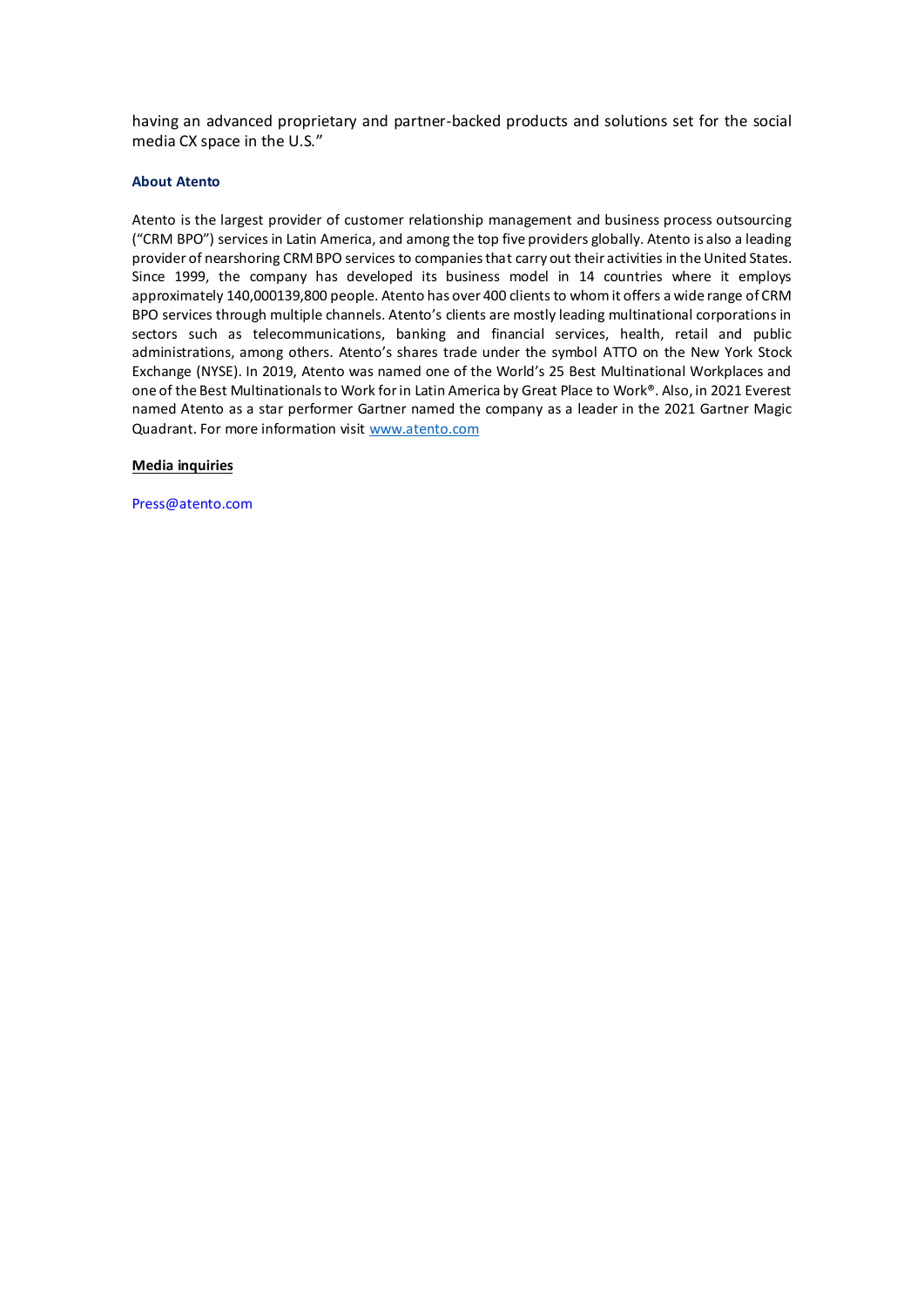having an advanced proprietary and partner-backed products and solutions set for the social media CX space in the U.S."

**About Atento**

Atento is the largest provider of customer relationship management and business process outsourcing ("CRM BPO") services in Latin America, and among the top five providers globally. Atento is also a leading provider of nearshoring CRM BPO services to companies that carry out their activities in the United States. Since 1999, the company has developed its business model in 14 countries where it employs approximately 140,000139,800 people. Atento has over 400 clients to whom it offers a wide range of CRM BPO services through multiple channels. Atento's clients are mostly leading multinational corporations in sectors such as telecommunications, banking and financial services, health, retail and public administrations, among others. Atento's shares trade under the symbol ATTO on the New York Stock Exchange (NYSE). In 2019, Atento was named one of the World's 25 Best Multinational Workplaces and one of the Best Multinationals to Work for in Latin America by Great Place to Work®. Also, in 2021 Everest named Atento as a star performer Gartner named the company as a leader in the 2021 Gartner Magic Quadrant. For more information visit [www.atento.com](www.atento.com)

**Media inquiries**

Press@atento.com